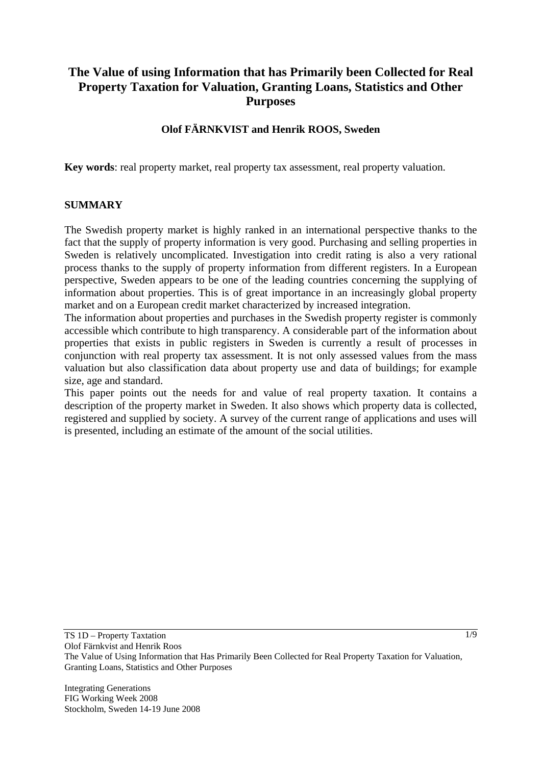# The Value of using Information that has Primarily been Collected for Real Property Taxation for Valuation, Granting Loans, Statistics and Other Purposes

**Olof FÄRNKVIST and Henrik ROOS, Sweden**

**Key words**: real property market, real property tax assessment, real property valuation.

## SUMMARY

The Swedish property market is highly ranked in an international perspective thanks to the fact that the supply of property information is very good. Purchasing and selling properties in Sweden is relatively uncomplicated. Investigation into credit rating is also a very rational process thanks to the supply of property information from different registers. In a European perspective, Sweden appears to be one of the leading countries concerning the supplying of information about properties. This is of great importance in an increasingly global property market and on a European credit market characterized by increased integration.

The information about properties and purchases in the Swedish property register is commonly accessible which contribute to high transparency. A considerable part of the information about properties that exists in public registers in Sweden is currently a result of processes in conjunction with real property tax assessment. It is not only assessed values from the mass valuation but also classification data about property use and data of buildings; for example size, age and standard.

This paper points out the needs for and value of real property taxation. It contains a description of the property market in Sweden. It also shows which property data is collected, registered and supplied by society. A survey of the current range of applications and uses will is presented, including an estimate of the amount of the social utilities.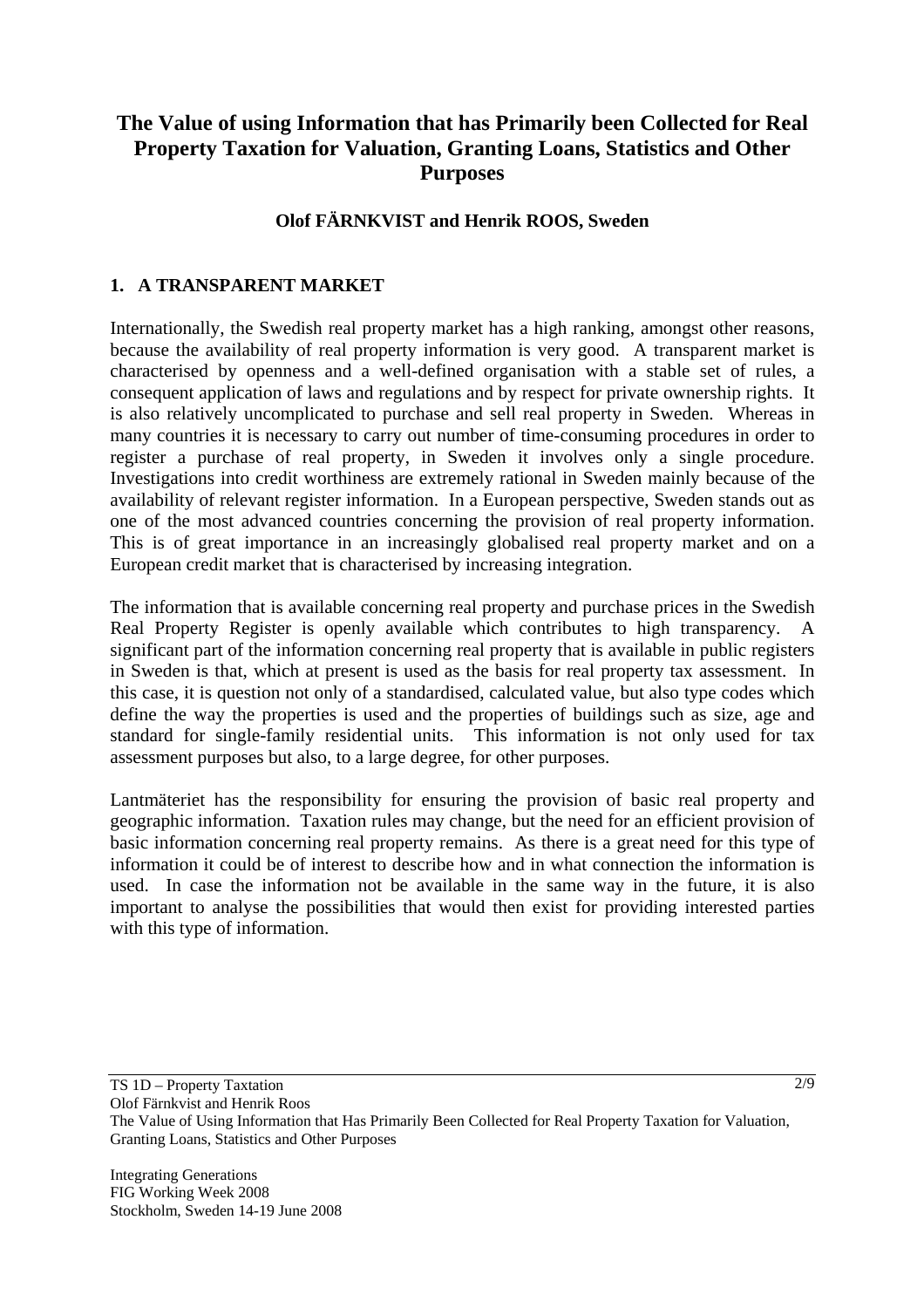# The Value of using Information that has Primarily been Collected for Real Property Taxation for Valuation, Granting Loans, Statistics and Other Purposes

**Olof FÄRNKVIST and Henrik ROOS, Sweden**

## 1. A TRANSPARENT MARKET

Internationally, the Swedish real property market has a high ranking, amongst other reasons, because the availability of real property information is very good. A transparent market is characterised by openness and a well-defined organisation with a stable set of rules, a consequent application of laws and regulations and by respect for private ownership rights. It is also relatively uncomplicated to purchase and sell real property in Sweden. Whereas in many countries it is necessary to carry out number of time-consuming procedures in order to register a purchase of real property, in Sweden it involves only a single procedure. Investigations into credit worthiness are extremely rational in Sweden mainly because of the availability of relevant register information. In a European perspective, Sweden stands out as one of the most advanced countries concerning the provision of real property information. This is of great importance in an increasingly globalised real property market and on a European credit market that is characterised by increasing integration.

The information that is available concerning real property and purchase prices in the Swedish Real Property Register is openly available which contributes to high transparency. A significant part of the information concerning real property that is available in public registers in Sweden is that, which at present is used as the basis for real property tax assessment. In this case, it is question not only of a standardised, calculated value, but also type codes which define the way the properties is used and the properties of buildings such as size, age and standard for single-family residential units. This information is not only used for tax assessment purposes but also, to a large degree, for other purposes.

Lantmäteriet has the responsibility for ensuring the provision of basic real property and geographic information. Taxation rules may change, but the need for an efficient provision of basic information concerning real property remains. As there is a great need for this type of information it could be of interest to describe how and in what connection the information is used. In case the information not be available in the same way in the future, it is also important to analyse the possibilities that would then exist for providing interested parties with this type of information.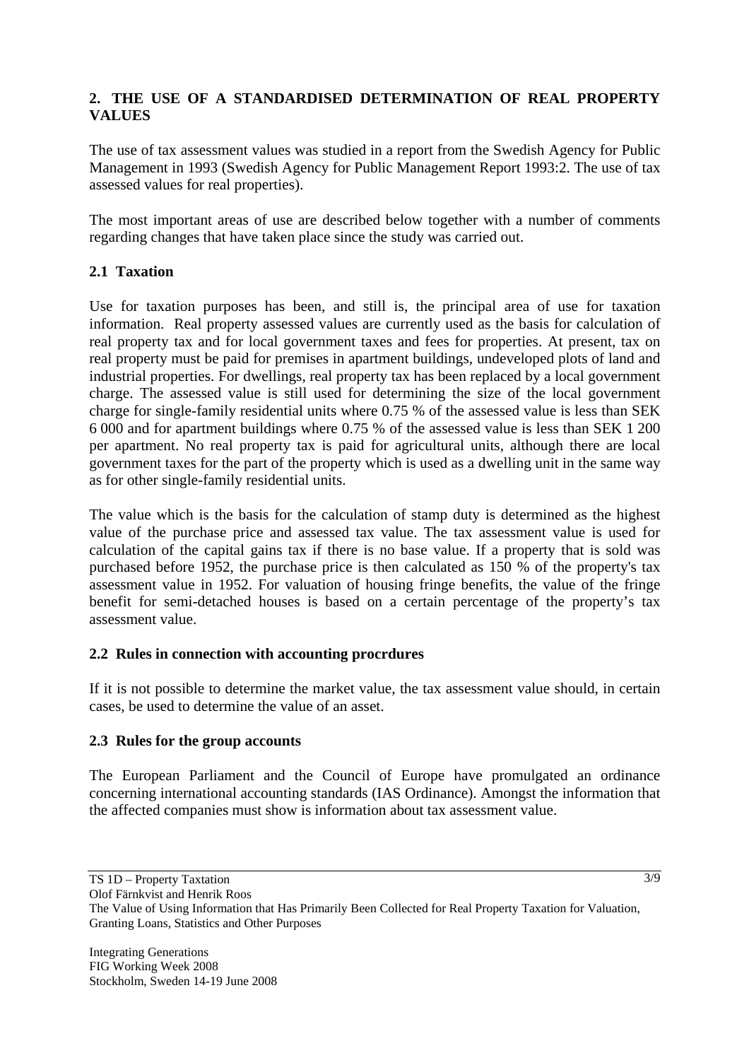## 2. THE USE OF A STANDARDISED DETERMINATION OF REAL PROPERTY VALUES

The use of tax assessment values was studied in a report from the Swedish Agency for Public Management in 1993 (Swedish Agency for Public Management Report 1993:2. The use of tax assessed values for real properties).

The most important areas of use are described below together with a number of comments regarding changes that have taken place since the study was carried out.

### 2.1 Taxation

Use for taxation purposes has been, and still is, the principal area of use for taxation information. Real property assessed values are currently used as the basis for calculation of real property tax and for local government taxes and fees for properties. At present, tax on real property must be paid for premises in apartment buildings, undeveloped plots of land and industrial properties. For dwellings, real property tax has been replaced by a local government charge. The assessed value is still used for determining the size of the local government charge for single-family residential units where 0.75 % of the assessed value is less than SEK 6 000 and for apartment buildings where 0.75 % of the assessed value is less than SEK 1 200 per apartment. No real property tax is paid for agricultural units, although there are local government taxes for the part of the property which is used as a dwelling unit in the same way as for other single-family residential units.

The value which is the basis for the calculation of stamp duty is determined as the highest value of the purchase price and assessed tax value. The tax assessment value is used for calculation of the capital gains tax if there is no base value. If a property that is sold was purchased before 1952, the purchase price is then calculated as 150 % of the property's tax assessment value in 1952. For valuation of housing fringe benefits, the value of the fringe benefit for semi-detached houses is based on a certain percentage of the property's tax assessment value.

### 2.2 Rules in connection with accounting procrdures

If it is not possible to determine the market value, the tax assessment value should, in certain cases, be used to determine the value of an asset.

### 2.3 Rules for the group accounts

The European Parliament and the Council of Europe have promulgated an ordinance concerning international accounting standards (IAS Ordinance). Amongst the information that the affected companies must show is information about tax assessment value.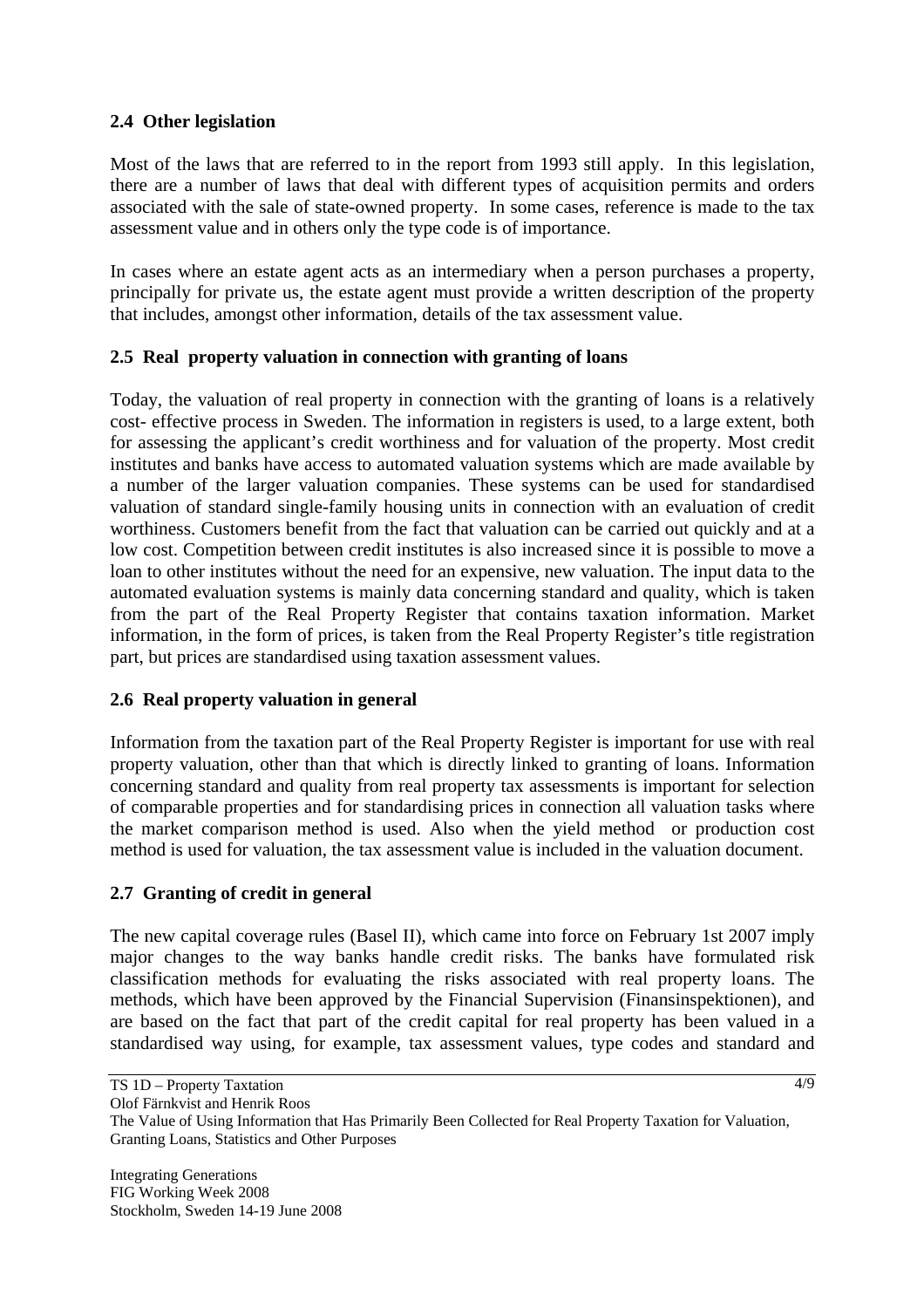## 2.4 Other legislation

Most of the laws that are referred to in the report from 1993 still apply. In this legislation, there are a number of laws that deal with different types of acquisition permits and orders associated with the sale of state-owned property. In some cases, reference is made to the tax assessment value and in others only the type code is of importance.

In cases where an estate agent acts as an intermediary when a person purchases a property, principally for private us, the estate agent must provide a written description of the property that includes, amongst other information, details of the tax assessment value.

## 2.5 Real property valuation in connection with granting of loans

Today, the valuation of real property in connection with the granting of loans is a relatively cost- effective process in Sweden. The information in registers is used, to a large extent, both for assessing the applicant's credit worthiness and for valuation of the property. Most credit institutes and banks have access to automated valuation systems which are made available by a number of the larger valuation companies. These systems can be used for standardised valuation of standard single-family housing units in connection with an evaluation of credit worthiness. Customers benefit from the fact that valuation can be carried out quickly and at a low cost. Competition between credit institutes is also increased since it is possible to move a loan to other institutes without the need for an expensive, new valuation. The input data to the automated evaluation systems is mainly data concerning standard and quality, which is taken from the part of the Real Property Register that contains taxation information. Market information, in the form of prices, is taken from the Real Property Register's title registration part, but prices are standardised using taxation assessment values.

## 2.6 Real property valuation in general

Information from the taxation part of the Real Property Register is important for use with real property valuation, other than that which is directly linked to granting of loans. Information concerning standard and quality from real property tax assessments is important for selection of comparable properties and for standardising prices in connection all valuation tasks where the market comparison method is used. Also when the yield method or production cost method is used for valuation, the tax assessment value is included in the valuation document.

## 2.7 Granting of credit in general

The new capital coverage rules (Basel II), which came into force on February 1st 2007 imply major changes to the way banks handle credit risks. The banks have formulated risk classification methods for evaluating the risks associated with real property loans. The methods, which have been approved by the Financial Supervision (Finansinspektionen), and are based on the fact that part of the credit capital for real property has been valued in a standardised way using, for example, tax assessment values, type codes and standard and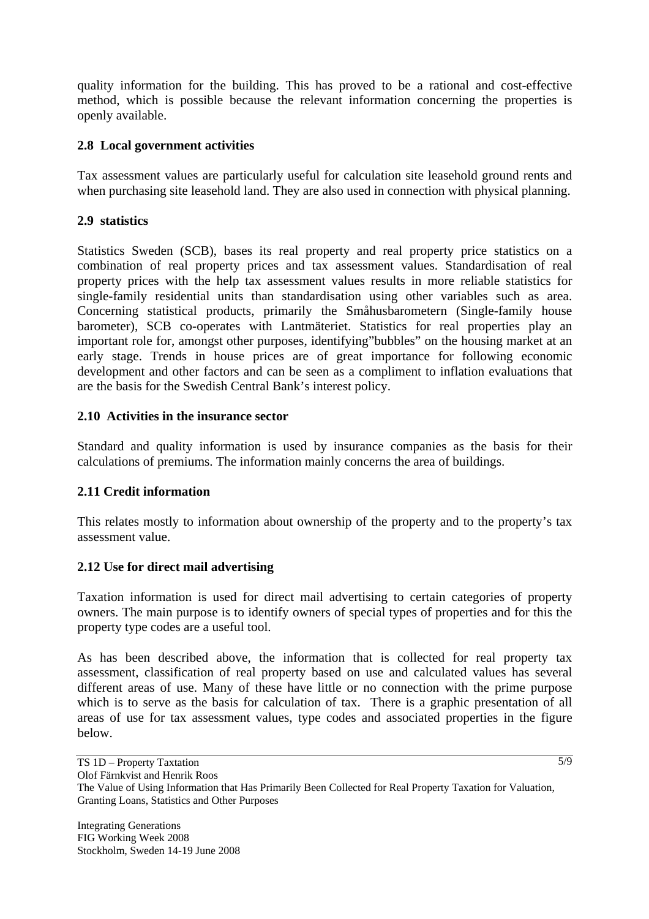quality information for the building. This has proved to be a rational and cost-effective method, which is possible because the relevant information concerning the properties is openly available.

### 2.8 Local government activities

Tax assessment values are particularly useful for calculation site leasehold ground rents and when purchasing site leasehold land. They are also used in connection with physical planning.

### 2.9 statistics

Statistics Sweden (SCB), bases its real property and real property price statistics on a combination of real property prices and tax assessment values. Standardisation of real property prices with the help tax assessment values results in more reliable statistics for single-family residential units than standardisation using other variables such as area. Concerning statistical products, primarily the Småhusbarometern (Single-family house barometer), SCB co-operates with Lantmäteriet. Statistics for real properties play an important role for, amongst other purposes, identifying”bubbles” on the housing market at an early stage. Trends in house prices are of great importance for following economic development and other factors and can be seen as a compliment to inflation evaluations that are the basis for the Swedish Central Bank’s interest policy.

### 2.10 Activities in the insurance sector

Standard and quality information is used by insurance companies as the basis for their calculations of premiums. The information mainly concerns the area of buildings.

### 2.11 Credit information

This relates mostly to information about ownership of the property and to the property’s tax assessment value.

### 2.12 Use for direct mail advertising

Taxation information is used for direct mail advertising to certain categories of property owners. The main purpose is to identify owners of special types of properties and for this the property type codes are a useful tool.

As has been described above, the information that is collected for real property tax assessment, classification of real property based on use and calculated values has several different areas of use. Many of these have little or no connection with the prime purpose which is to serve as the basis for calculation of tax. There is a graphic presentation of all areas of use for tax assessment values, type codes and associated properties in the figure below.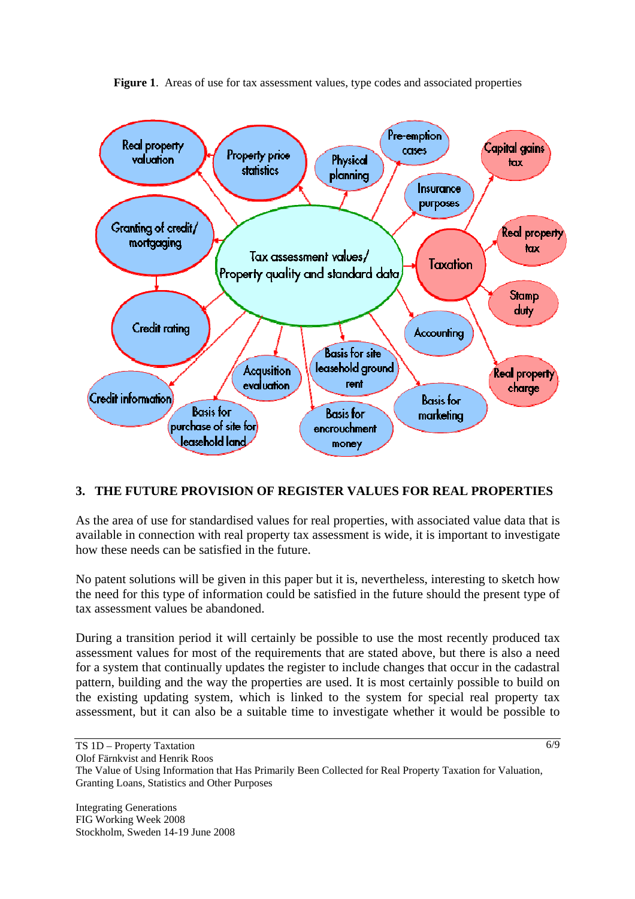**Figure 1**. Areas of use for tax assessment values, type codes and associated properties

## 3. THE FUTURE PROVISION OF REGISTER VALUES FOR REAL PROPERTIES

As the area of use for standardised values for real properties, with associated value data that is available in connection with real property tax assessment is wide, it is important to investigate how these needs can be satisfied in the future.

No patent solutions will be given in this paper but it is, nevertheless, interesting to sketch how the need for this type of information could be satisfied in the future should the present type of tax assessment values be abandoned.

During a transition period it will certainly be possible to use the most recently produced tax assessment values for most of the requirements that are stated above, but there is also a need for a system that continually updates the register to include changes that occur in the cadastral pattern, building and the way the properties are used. It is most certainly possible to build on the existing updating system, which is linked to the system for special real property tax assessment, but it can also be a suitable time to investigate whether it would be possible to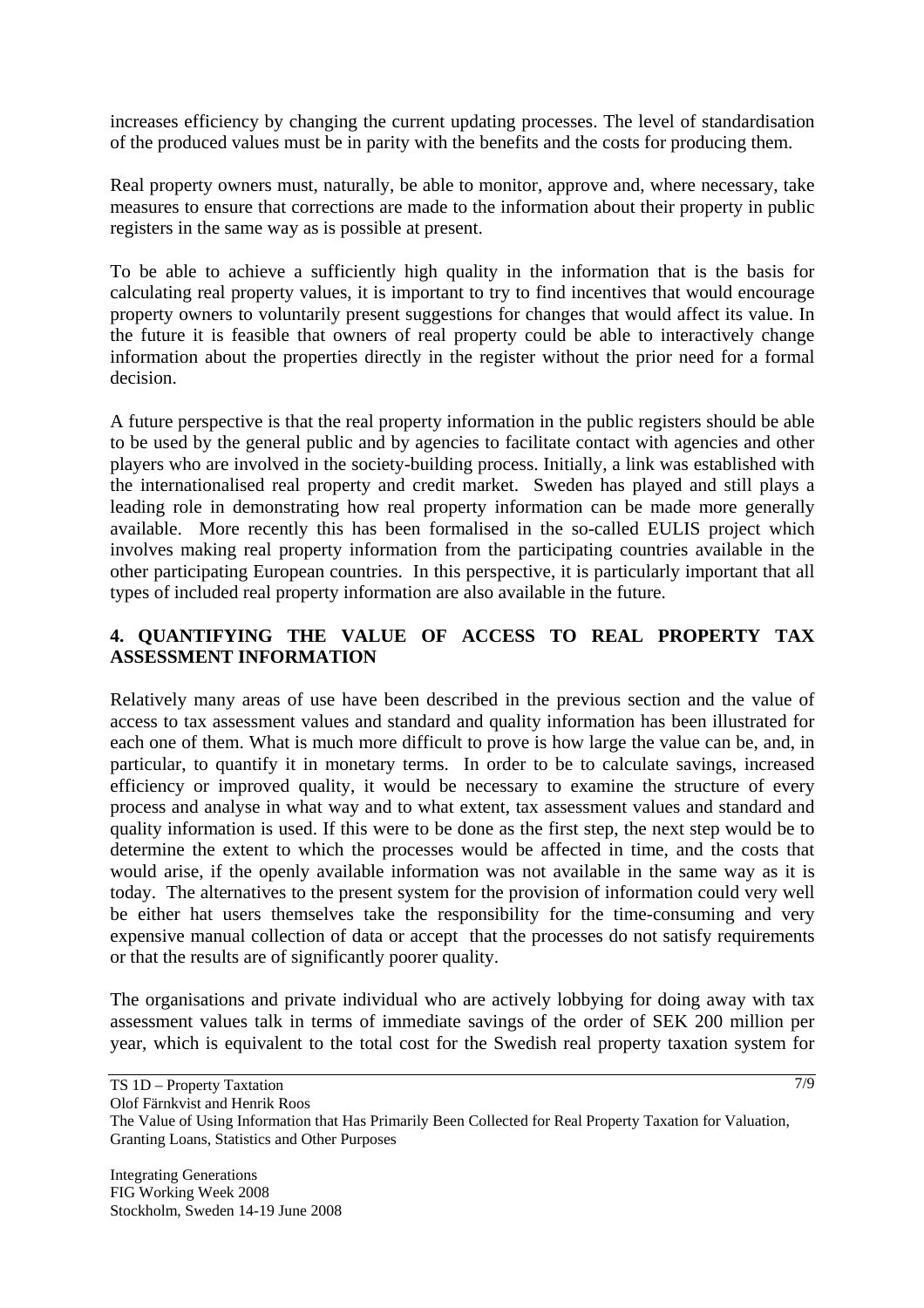increases efficiency by changing the current updating processes. The level of standardisation of the produced values must be in parity with the benefits and the costs for producing them.

Real property owners must, naturally, be able to monitor, approve and, where necessary, take measures to ensure that corrections are made to the information about their property in public registers in the same way as is possible at present.

To be able to achieve a sufficiently high quality in the information that is the basis for calculating real property values, it is important to try to find incentives that would encourage property owners to voluntarily present suggestions for changes that would affect its value. In the future it is feasible that owners of real property could be able to interactively change information about the properties directly in the register without the prior need for a formal decision.

A future perspective is that the real property information in the public registers should be able to be used by the general public and by agencies to facilitate contact with agencies and other players who are involved in the society-building process. Initially, a link was established with the internationalised real property and credit market. Sweden has played and still plays a leading role in demonstrating how real property information can be made more generally available. More recently this has been formalised in the so-called EULIS project which involves making real property information from the participating countries available in the other participating European countries. In this perspective, it is particularly important that all types of included real property information are also available in the future.

## 4. QUANTIFYING THE VALUE OF ACCESS TO REAL PROPERTY TAX ASSESSMENT INFORMATION

Relatively many areas of use have been described in the previous section and the value of access to tax assessment values and standard and quality information has been illustrated for each one of them. What is much more difficult to prove is how large the value can be, and, in particular, to quantify it in monetary terms. In order to be to calculate savings, increased efficiency or improved quality, it would be necessary to examine the structure of every process and analyse in what way and to what extent, tax assessment values and standard and quality information is used. If this were to be done as the first step, the next step would be to determine the extent to which the processes would be affected in time, and the costs that would arise, if the openly available information was not available in the same way as it is today. The alternatives to the present system for the provision of information could very well be either hat users themselves take the responsibility for the time-consuming and very expensive manual collection of data or accept that the processes do not satisfy requirements or that the results are of significantly poorer quality.

The organisations and private individual who are actively lobbying for doing away with tax assessment values talk in terms of immediate savings of the order of SEK 200 million per year, which is equivalent to the total cost for the Swedish real property taxation system for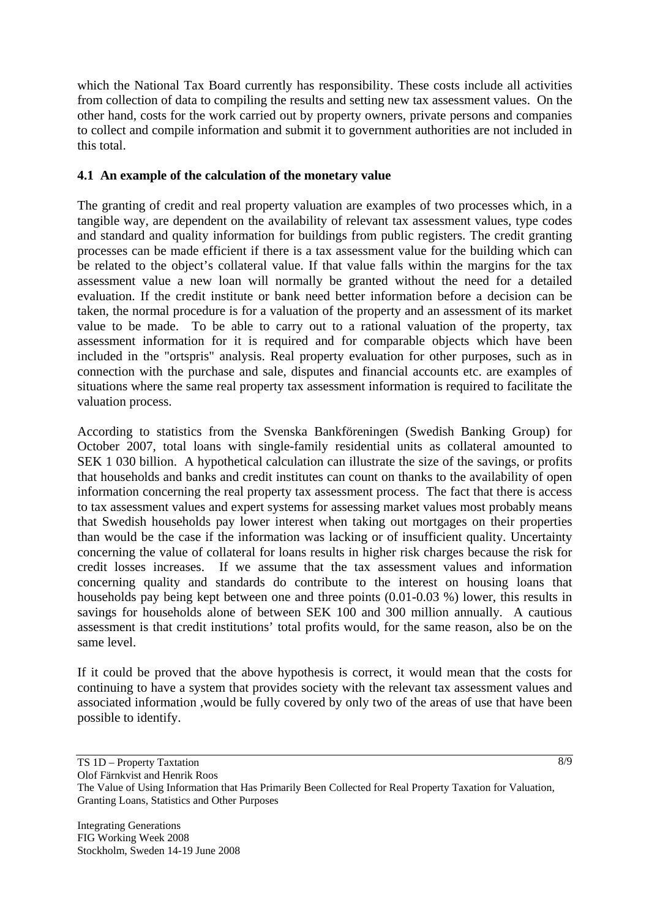which the National Tax Board currently has responsibility. These costs include all activities from collection of data to compiling the results and setting new tax assessment values. On the other hand, costs for the work carried out by property owners, private persons and companies to collect and compile information and submit it to government authorities are not included in this total.

### 4.1 An example of the calculation of the monetary value

The granting of credit and real property valuation are examples of two processes which, in a tangible way, are dependent on the availability of relevant tax assessment values, type codes and standard and quality information for buildings from public registers. The credit granting processes can be made efficient if there is a tax assessment value for the building which can be related to the object's collateral value. If that value falls within the margins for the tax assessment value a new loan will normally be granted without the need for a detailed evaluation. If the credit institute or bank need better information before a decision can be taken, the normal procedure is for a valuation of the property and an assessment of its market value to be made. To be able to carry out to a rational valuation of the property, tax assessment information for it is required and for comparable objects which have been included in the "ortspris" analysis. Real property evaluation for other purposes, such as in connection with the purchase and sale, disputes and financial accounts etc. are examples of situations where the same real property tax assessment information is required to facilitate the valuation process.

According to statistics from the Svenska Bankföreningen (Swedish Banking Group) for October 2007, total loans with single-family residential units as collateral amounted to SEK 1 030 billion. A hypothetical calculation can illustrate the size of the savings, or profits that households and banks and credit institutes can count on thanks to the availability of open information concerning the real property tax assessment process. The fact that there is access to tax assessment values and expert systems for assessing market values most probably means that Swedish households pay lower interest when taking out mortgages on their properties than would be the case if the information was lacking or of insufficient quality. Uncertainty concerning the value of collateral for loans results in higher risk charges because the risk for credit losses increases. If we assume that the tax assessment values and information concerning quality and standards do contribute to the interest on housing loans that households pay being kept between one and three points (0.01-0.03 %) lower, this results in savings for households alone of between SEK 100 and 300 million annually. A cautious assessment is that credit institutions' total profits would, for the same reason, also be on the same level.

If it could be proved that the above hypothesis is correct, it would mean that the costs for continuing to have a system that provides society with the relevant tax assessment values and associated information ,would be fully covered by only two of the areas of use that have been possible to identify.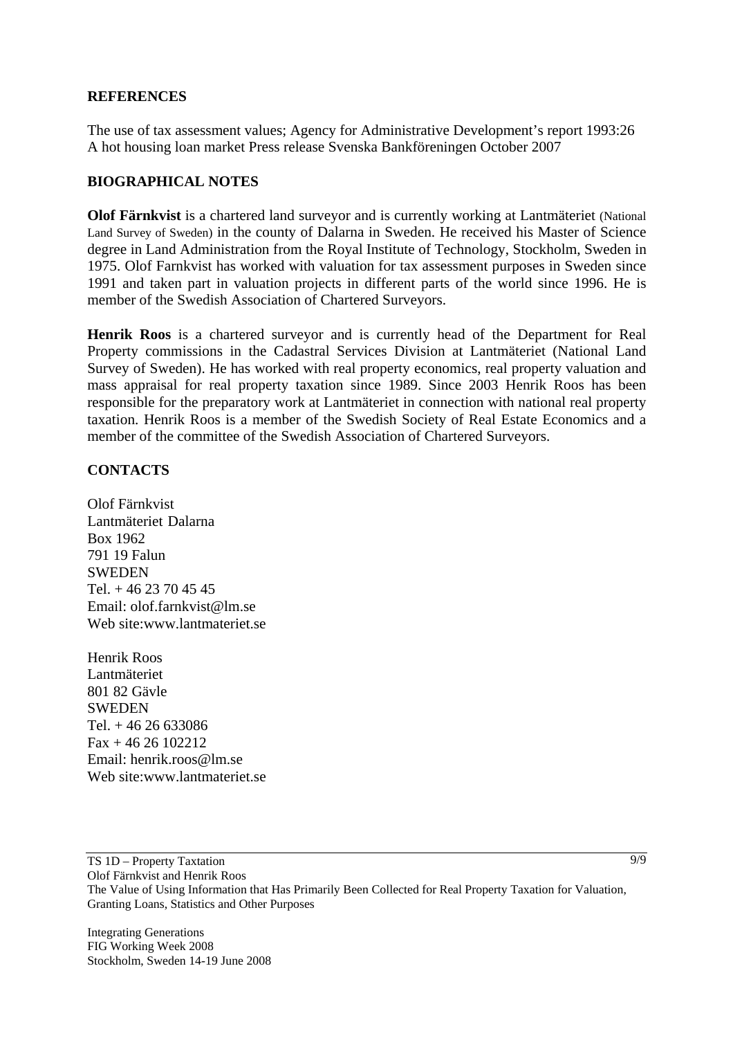## REFERENCES

The use of tax assessment values; Agency for Administrative Development's report 1993:26
A hot housing loan market Press release Svenska Bankföreningen October 2007

## BIOGRAPHICAL NOTES

**Olof Färnkvist** is a chartered land surveyor and is currently working at Lantmäteriet (National Land Survey of Sweden) in the county of Dalarna in Sweden. He received his Master of Science degree in Land Administration from the Royal Institute of Technology, Stockholm, Sweden in 1975. Olof Farnkvist has worked with valuation for tax assessment purposes in Sweden since 1991 and taken part in valuation projects in different parts of the world since 1996. He is member of the Swedish Association of Chartered Surveyors.

**Henrik Roos** is a chartered surveyor and is currently head of the Department for Real Property commissions in the Cadastral Services Division at Lantmäteriet (National Land Survey of Sweden). He has worked with real property economics, real property valuation and mass appraisal for real property taxation since 1989. Since 2003 Henrik Roos has been responsible for the preparatory work at Lantmäteriet in connection with national real property taxation. Henrik Roos is a member of the Swedish Society of Real Estate Economics and a member of the committee of the Swedish Association of Chartered Surveyors.

## CONTACTS

Olof Färnkvist
Lantmäteriet Dalarna
Box 1962
791 19 Falun
SWEDEN
Tel. + 46 23 70 45 45
Email: olof.farnkvist@lm.se
Web site:www.lantmateriet.se

Henrik Roos
Lantmäteriet
801 82 Gävle
SWEDEN
Tel. + 46 26 633086
Fax + 46 26 102212
Email: henrik.roos@lm.se
Web site:www.lantmateriet.se